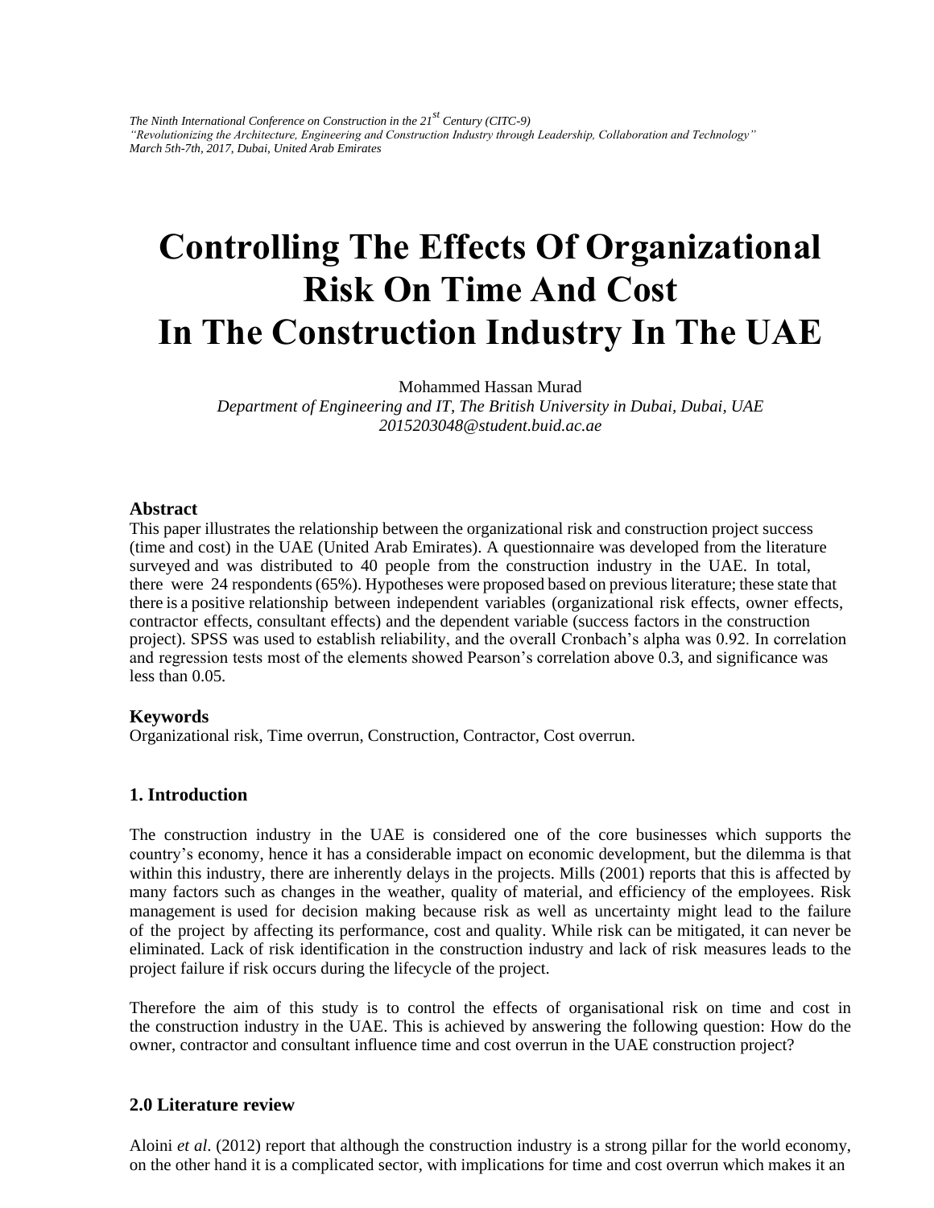# Controlling The Effects Of Organizational Risk On Time And Cost In The Construction Industry In The UAE

Mohammed Hassan Murad

*Department of Engineering and IT, The British University in Dubai, Dubai, UAE*

*2015203048@student.buid.ac.ae*

## Abstract

This paper illustrates the relationship between the organizational risk and construction project success (time and cost) in the UAE (United Arab Emirates). A questionnaire was developed from the literature surveyed and was distributed to 40 people from the construction industry in the UAE. In total, there were 24 respondents (65%). Hypotheses were proposed based on previous literature; these state that there is a positive relationship between independent variables (organizational risk effects, owner effects, contractor effects, consultant effects) and the dependent variable (success factors in the construction project). SPSS was used to establish reliability, and the overall Cronbach's alpha was 0.92. In correlation and regression tests most of the elements showed Pearson's correlation above 0.3, and significance was less than 0.05.

## Keywords

Organizational risk, Time overrun, Construction, Contractor, Cost overrun.

## 1. Introduction

The construction industry in the UAE is considered one of the core businesses which supports the country's economy, hence it has a considerable impact on economic development, but the dilemma is that within this industry, there are inherently delays in the projects. Mills (2001) reports that this is affected by many factors such as changes in the weather, quality of material, and efficiency of the employees. Risk management is used for decision making because risk as well as uncertainty might lead to the failure of the project by affecting its performance, cost and quality. While risk can be mitigated, it can never be eliminated. Lack of risk identification in the construction industry and lack of risk measures leads to the project failure if risk occurs during the lifecycle of the project.

Therefore the aim of this study is to control the effects of organisational risk on time and cost in the construction industry in the UAE. This is achieved by answering the following question: How do the owner, contractor and consultant influence time and cost overrun in the UAE construction project?

## 2.0 Literature review

Aloini *et al*. (2012) report that although the construction industry is a strong pillar for the world economy, on the other hand it is a complicated sector, with implications for time and cost overrun which makes it an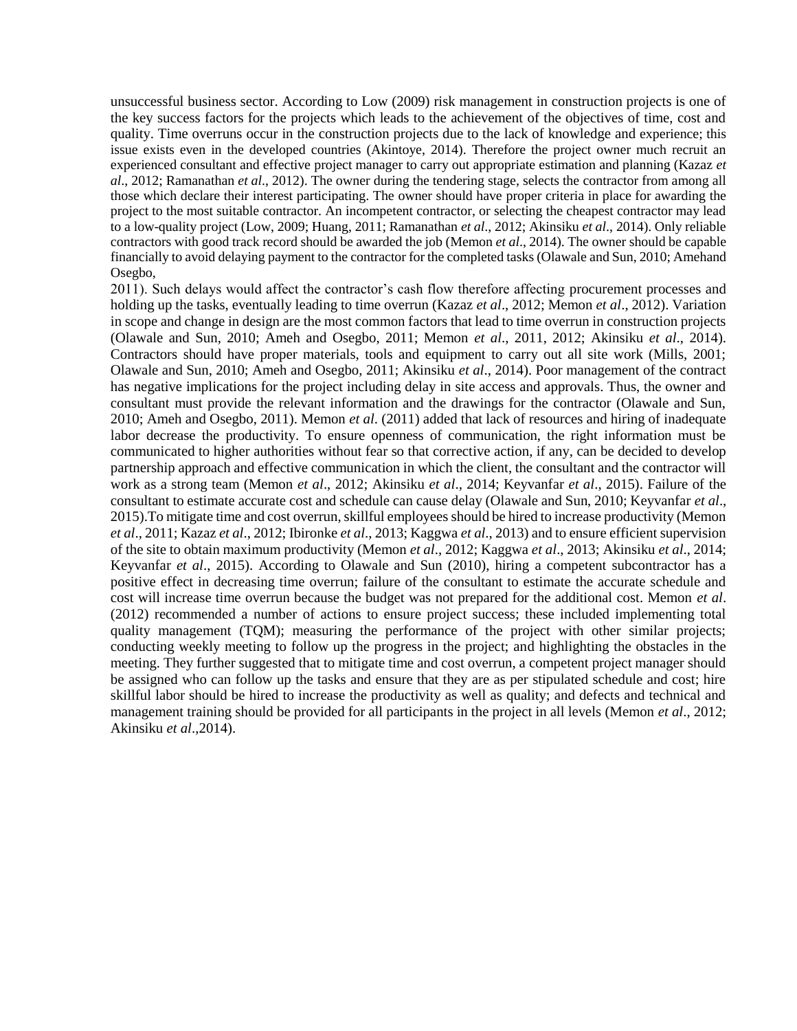unsuccessful business sector. According to Low (2009) risk management in construction projects is one of the key success factors for the projects which leads to the achievement of the objectives of time, cost and quality. Time overruns occur in the construction projects due to the lack of knowledge and experience; this issue exists even in the developed countries (Akintoye, 2014). Therefore the project owner much recruit an experienced consultant and effective project manager to carry out appropriate estimation and planning (Kazaz *et al*., 2012; Ramanathan *et al*., 2012). The owner during the tendering stage, selects the contractor from among all those which declare their interest participating. The owner should have proper criteria in place for awarding the project to the most suitable contractor. An incompetent contractor, or selecting the cheapest contractor may lead to a low-quality project (Low, 2009; Huang, 2011; Ramanathan *et al*., 2012; Akinsiku *et al*., 2014). Only reliable contractors with good track record should be awarded the job (Memon *et al*., 2014). The owner should be capable financially to avoid delaying payment to the contractor for the completed tasks (Olawale and Sun, 2010; Amehand Osegbo,
2011). Such delays would affect the contractor's cash flow therefore affecting procurement processes and holding up the tasks, eventually leading to time overrun (Kazaz *et al*., 2012; Memon *et al*., 2012). Variation in scope and change in design are the most common factors that lead to time overrun in construction projects (Olawale and Sun, 2010; Ameh and Osegbo, 2011; Memon *et al*., 2011, 2012; Akinsiku *et al*., 2014). Contractors should have proper materials, tools and equipment to carry out all site work (Mills, 2001; Olawale and Sun, 2010; Ameh and Osegbo, 2011; Akinsiku *et al*., 2014). Poor management of the contract has negative implications for the project including delay in site access and approvals. Thus, the owner and consultant must provide the relevant information and the drawings for the contractor (Olawale and Sun, 2010; Ameh and Osegbo, 2011). Memon *et al*. (2011) added that lack of resources and hiring of inadequate labor decrease the productivity. To ensure openness of communication, the right information must be communicated to higher authorities without fear so that corrective action, if any, can be decided to develop partnership approach and effective communication in which the client, the consultant and the contractor will work as a strong team (Memon *et al*., 2012; Akinsiku *et al*., 2014; Keyvanfar *et al*., 2015). Failure of the consultant to estimate accurate cost and schedule can cause delay (Olawale and Sun, 2010; Keyvanfar *et al*., 2015).To mitigate time and cost overrun, skillful employees should be hired to increase productivity (Memon *et al*., 2011; Kazaz *et al*., 2012; Ibironke *et al*., 2013; Kaggwa *et al*., 2013) and to ensure efficient supervision of the site to obtain maximum productivity (Memon *et al*., 2012; Kaggwa *et al*., 2013; Akinsiku *et al*., 2014; Keyvanfar *et al*., 2015). According to Olawale and Sun (2010), hiring a competent subcontractor has a positive effect in decreasing time overrun; failure of the consultant to estimate the accurate schedule and cost will increase time overrun because the budget was not prepared for the additional cost. Memon *et al*. (2012) recommended a number of actions to ensure project success; these included implementing total quality management (TQM); measuring the performance of the project with other similar projects; conducting weekly meeting to follow up the progress in the project; and highlighting the obstacles in the meeting. They further suggested that to mitigate time and cost overrun, a competent project manager should be assigned who can follow up the tasks and ensure that they are as per stipulated schedule and cost; hire skillful labor should be hired to increase the productivity as well as quality; and defects and technical and management training should be provided for all participants in the project in all levels (Memon *et al*., 2012; Akinsiku *et al*.,2014).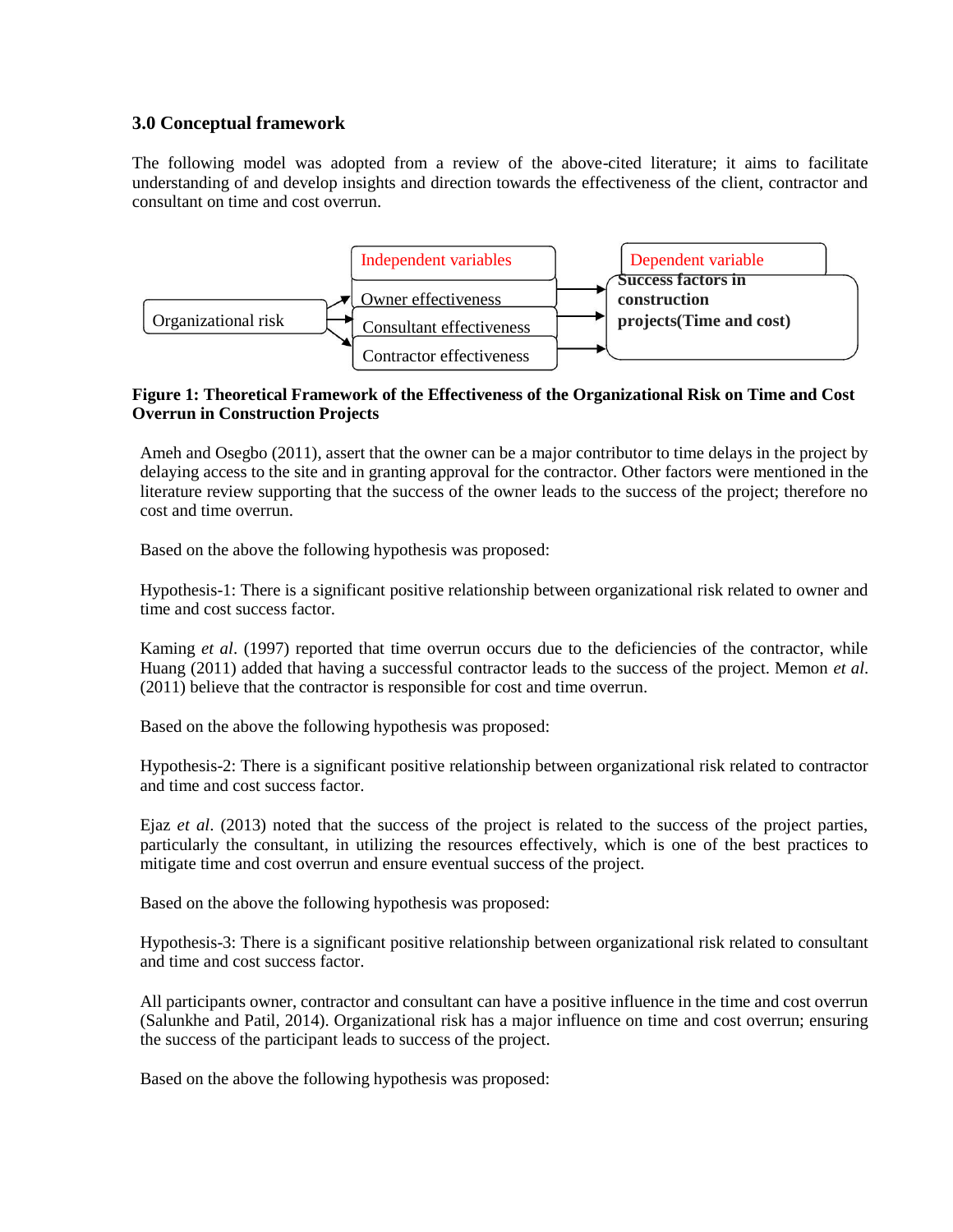## 3.0 Conceptual framework

The following model was adopted from a review of the above-cited literature; it aims to facilitate understanding of and develop insights and direction towards the effectiveness of the client, contractor and consultant on time and cost overrun.

Organizational risk

Independent variables

Owner effectiveness

Consultant effectiveness

Contractor effectiveness

Dependent variable

**Success factors in construction projects(Time and cost)**

**Figure 1: Theoretical Framework of the Effectiveness of the Organizational Risk on Time and Cost Overrun in Construction Projects**

Ameh and Osegbo (2011), assert that the owner can be a major contributor to time delays in the project by delaying access to the site and in granting approval for the contractor. Other factors were mentioned in the literature review supporting that the success of the owner leads to the success of the project; therefore no cost and time overrun.

Based on the above the following hypothesis was proposed:

Hypothesis-1: There is a significant positive relationship between organizational risk related to owner and time and cost success factor.

Kaming *et al*. (1997) reported that time overrun occurs due to the deficiencies of the contractor, while Huang (2011) added that having a successful contractor leads to the success of the project. Memon *et al*. (2011) believe that the contractor is responsible for cost and time overrun.

Based on the above the following hypothesis was proposed:

Hypothesis-2: There is a significant positive relationship between organizational risk related to contractor and time and cost success factor.

Ejaz *et al*. (2013) noted that the success of the project is related to the success of the project parties, particularly the consultant, in utilizing the resources effectively, which is one of the best practices to mitigate time and cost overrun and ensure eventual success of the project.

Based on the above the following hypothesis was proposed:

Hypothesis-3: There is a significant positive relationship between organizational risk related to consultant and time and cost success factor.

All participants owner, contractor and consultant can have a positive influence in the time and cost overrun (Salunkhe and Patil, 2014). Organizational risk has a major influence on time and cost overrun; ensuring the success of the participant leads to success of the project.

Based on the above the following hypothesis was proposed: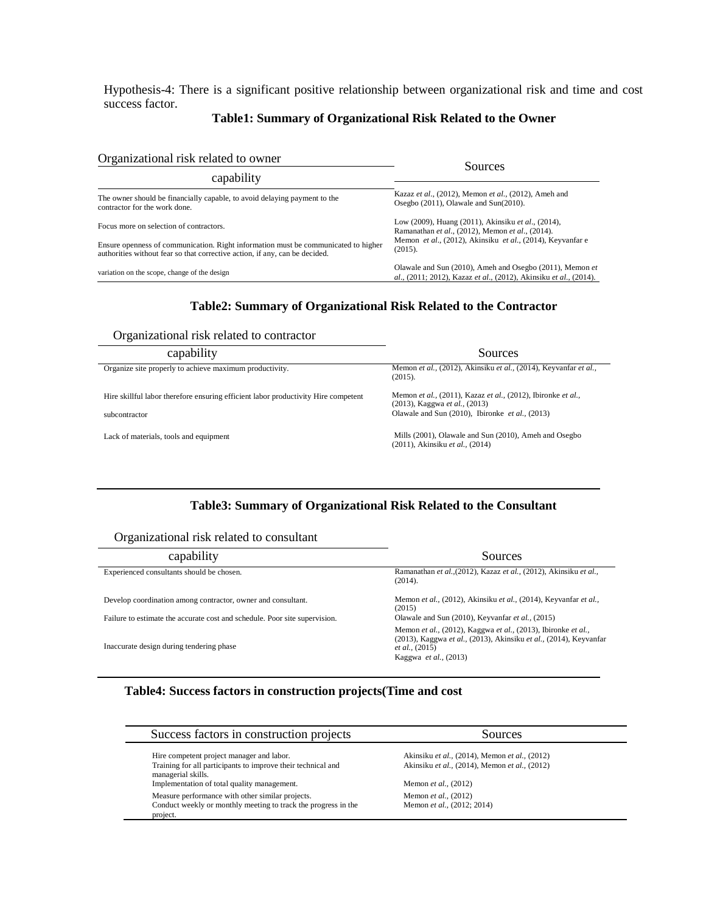Hypothesis-4: There is a significant positive relationship between organizational risk and time and cost success factor.

**Table1: Summary of Organizational Risk Related to the Owner**

| Organizational risk related to owner capability | Sources |
|---|---|
| The owner should be financially capable, to avoid delaying payment to the contractor for the work done. | Kazaz *et al*., (2012), Memon *et al*., (2012), Ameh and Osegbo (2011), Olawale and Sun(2010). |
| Focus more on selection of contractors. | Low (2009), Huang (2011), Akinsiku *et al*., (2014), Ramanathan *et al*., (2012), Memon *et al*., (2014). |
| Ensure openness of communication. Right information must be communicated to higher authorities without fear so that corrective action, if any, can be decided. | Memon *et al*., (2012), Akinsiku *et al*., (2014), Keyvanfar e (2015). |
| variation on the scope, change of the design | Olawale and Sun (2010), Ameh and Osegbo (2011), Memon *et al*., (2011; 2012), Kazaz *et al*., (2012), Akinsiku *et al*., (2014). |

**Table2: Summary of Organizational Risk Related to the Contractor**

| Organizational risk related to contractor capability | Sources |
|---|---|
| Organize site properly to achieve maximum productivity. | Memon *et al.,* (2012), Akinsiku *et al.,* (2014), Keyvanfar *et al.,* (2015). |
| Hire skillful labor therefore ensuring efficient labor productivity Hire competent | Memon *et al.,* (2011), Kazaz *et al.,* (2012), Ibironke *et al.,* (2013), Kaggwa *et al.,* (2013) |
| subcontractor | Olawale and Sun (2010), Ibironke *et al.,* (2013) |
| Lack of materials, tools and equipment | Mills (2001), Olawale and Sun (2010), Ameh and Osegbo (2011), Akinsiku *et al.,* (2014) |

**Table3: Summary of Organizational Risk Related to the Consultant**

| Organizational risk related to consultant capability | Sources |
|---|---|
| Experienced consultants should be chosen. | Ramanathan *et al.,*(2012), Kazaz *et al.,* (2012), Akinsiku *et al.,* (2014). |
| Develop coordination among contractor, owner and consultant. | Memon *et al.,* (2012), Akinsiku *et al.,* (2014), Keyvanfar *et al.,* (2015) |
| Failure to estimate the accurate cost and schedule. Poor site supervision. | Olawale and Sun (2010), Keyvanfar *et al.,* (2015) |
| Inaccurate design during tendering phase | Memon *et al.,* (2012), Kaggwa *et al.,* (2013), Ibironke *et al.,* (2013), Kaggwa *et al.,* (2013), Akinsiku *et al.,* (2014), Keyvanfar *et al.,* (2015) Kaggwa *et al.,* (2013) |

**Table4: Success factors in construction projects(Time and cost**

| Success factors in construction projects | Sources |
|---|---|
| Hire competent project manager and labor. | Akinsiku *et al.,* (2014), Memon *et al.,* (2012) |
| Training for all participants to improve their technical and managerial skills. | Akinsiku *et al.,* (2014), Memon *et al.,* (2012) |
| Implementation of total quality management. | Memon *et al.,* (2012) |
| Measure performance with other similar projects. | Memon *et al.,* (2012) |
| Conduct weekly or monthly meeting to track the progress in the project. | Memon *et al.,* (2012; 2014) |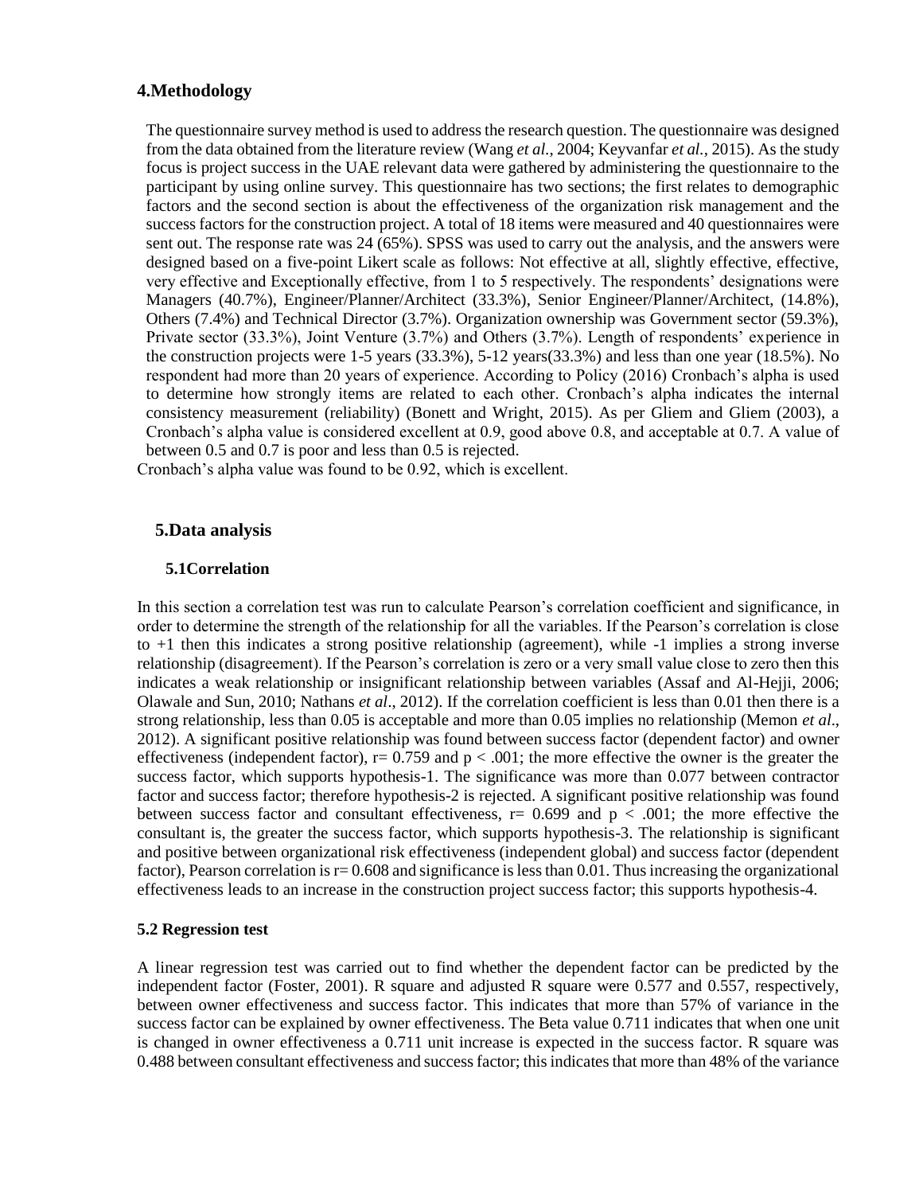## 4.Methodology

The questionnaire survey method is used to address the research question. The questionnaire was designed from the data obtained from the literature review (Wang *et al.*, 2004; Keyvanfar *et al.*, 2015). As the study focus is project success in the UAE relevant data were gathered by administering the questionnaire to the participant by using online survey. This questionnaire has two sections; the first relates to demographic factors and the second section is about the effectiveness of the organization risk management and the success factors for the construction project. A total of 18 items were measured and 40 questionnaires were sent out. The response rate was 24 (65%). SPSS was used to carry out the analysis, and the answers were designed based on a five-point Likert scale as follows: Not effective at all, slightly effective, effective, very effective and Exceptionally effective, from 1 to 5 respectively. The respondents' designations were Managers (40.7%), Engineer/Planner/Architect (33.3%), Senior Engineer/Planner/Architect, (14.8%), Others (7.4%) and Technical Director (3.7%). Organization ownership was Government sector (59.3%), Private sector (33.3%), Joint Venture (3.7%) and Others (3.7%). Length of respondents' experience in the construction projects were 1-5 years (33.3%), 5-12 years(33.3%) and less than one year (18.5%). No respondent had more than 20 years of experience. According to Policy (2016) Cronbach's alpha is used to determine how strongly items are related to each other. Cronbach's alpha indicates the internal consistency measurement (reliability) (Bonett and Wright, 2015). As per Gliem and Gliem (2003), a Cronbach's alpha value is considered excellent at 0.9, good above 0.8, and acceptable at 0.7. A value of between 0.5 and 0.7 is poor and less than 0.5 is rejected.

Cronbach's alpha value was found to be 0.92, which is excellent.

## 5.Data analysis

### 5.1Correlation

In this section a correlation test was run to calculate Pearson's correlation coefficient and significance, in order to determine the strength of the relationship for all the variables. If the Pearson's correlation is close to +1 then this indicates a strong positive relationship (agreement), while -1 implies a strong inverse relationship (disagreement). If the Pearson's correlation is zero or a very small value close to zero then this indicates a weak relationship or insignificant relationship between variables (Assaf and Al-Hejji, 2006; Olawale and Sun, 2010; Nathans *et al*., 2012). If the correlation coefficient is less than 0.01 then there is a strong relationship, less than 0.05 is acceptable and more than 0.05 implies no relationship (Memon *et al*., 2012). A significant positive relationship was found between success factor (dependent factor) and owner effectiveness (independent factor), $r = 0.759$ and $p < .001$; the more effective the owner is the greater the success factor, which supports hypothesis-1. The significance was more than 0.077 between contractor factor and success factor; therefore hypothesis-2 is rejected. A significant positive relationship was found between success factor and consultant effectiveness, $r = 0.699$ and $p < .001$; the more effective the consultant is, the greater the success factor, which supports hypothesis-3. The relationship is significant and positive between organizational risk effectiveness (independent global) and success factor (dependent factor), Pearson correlation is $r = 0.608$ and significance is less than 0.01. Thus increasing the organizational effectiveness leads to an increase in the construction project success factor; this supports hypothesis-4.

### 5.2 Regression test

A linear regression test was carried out to find whether the dependent factor can be predicted by the independent factor (Foster, 2001). R square and adjusted R square were 0.577 and 0.557, respectively, between owner effectiveness and success factor. This indicates that more than 57% of variance in the success factor can be explained by owner effectiveness. The Beta value 0.711 indicates that when one unit is changed in owner effectiveness a 0.711 unit increase is expected in the success factor. R square was 0.488 between consultant effectiveness and success factor; this indicates that more than 48% of the variance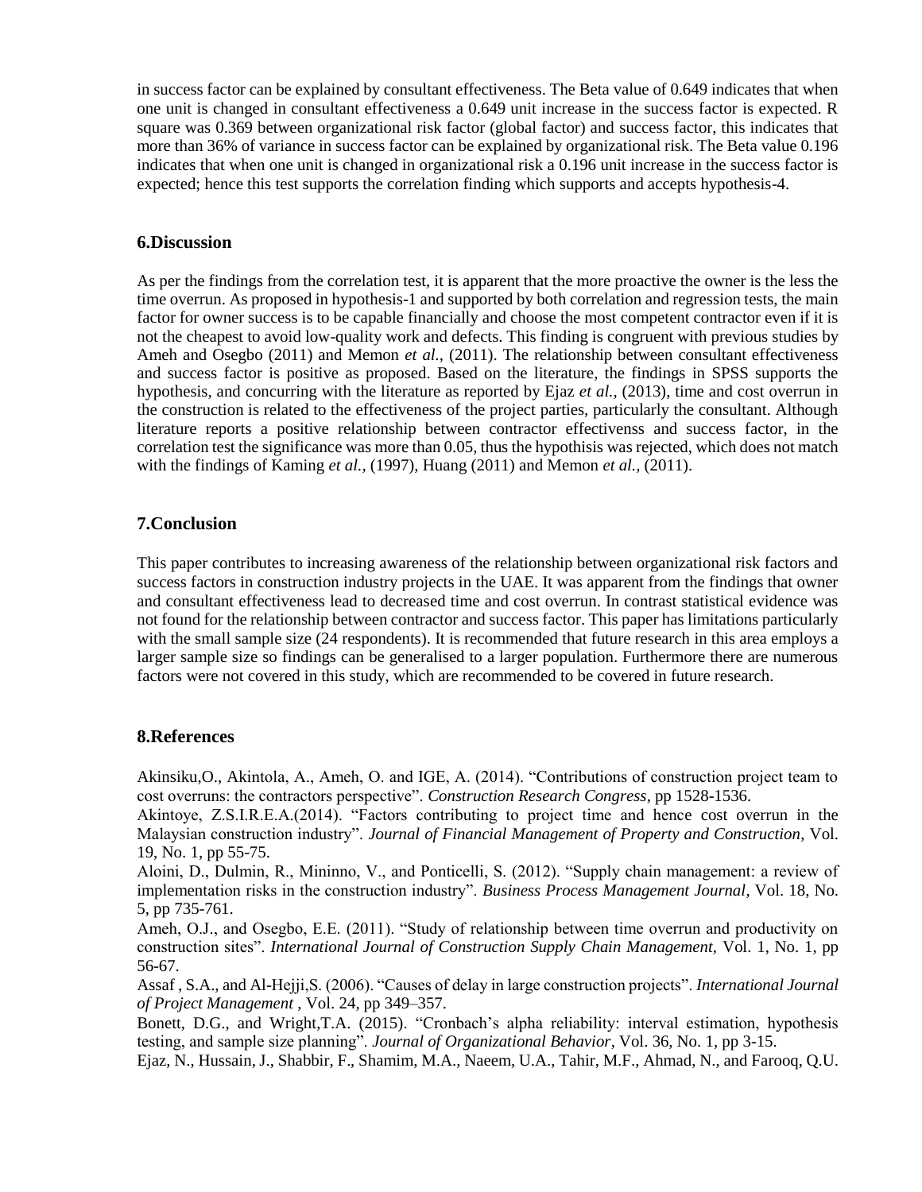in success factor can be explained by consultant effectiveness. The Beta value of 0.649 indicates that when one unit is changed in consultant effectiveness a 0.649 unit increase in the success factor is expected. R square was 0.369 between organizational risk factor (global factor) and success factor, this indicates that more than 36% of variance in success factor can be explained by organizational risk. The Beta value 0.196 indicates that when one unit is changed in organizational risk a 0.196 unit increase in the success factor is expected; hence this test supports the correlation finding which supports and accepts hypothesis-4.

## 6.Discussion

As per the findings from the correlation test, it is apparent that the more proactive the owner is the less the time overrun. As proposed in hypothesis-1 and supported by both correlation and regression tests, the main factor for owner success is to be capable financially and choose the most competent contractor even if it is not the cheapest to avoid low-quality work and defects. This finding is congruent with previous studies by Ameh and Osegbo (2011) and Memon *et al.,* (2011). The relationship between consultant effectiveness and success factor is positive as proposed. Based on the literature, the findings in SPSS supports the hypothesis, and concurring with the literature as reported by Ejaz *et al.,* (2013), time and cost overrun in the construction is related to the effectiveness of the project parties, particularly the consultant. Although literature reports a positive relationship between contractor effectivenss and success factor, in the correlation test the significance was more than 0.05, thus the hypothisis was rejected, which does not match with the findings of Kaming *et al.,* (1997), Huang (2011) and Memon *et al.,* (2011).

## 7.Conclusion

This paper contributes to increasing awareness of the relationship between organizational risk factors and success factors in construction industry projects in the UAE. It was apparent from the findings that owner and consultant effectiveness lead to decreased time and cost overrun. In contrast statistical evidence was not found for the relationship between contractor and success factor. This paper has limitations particularly with the small sample size (24 respondents). It is recommended that future research in this area employs a larger sample size so findings can be generalised to a larger population. Furthermore there are numerous factors were not covered in this study, which are recommended to be covered in future research.

## 8.References

Akinsiku,O., Akintola, A., Ameh, O. and IGE, A. (2014). "Contributions of construction project team to cost overruns: the contractors perspective". *Construction Research Congress*, pp 1528-1536.

Akintoye, Z.S.I.R.E.A.(2014). "Factors contributing to project time and hence cost overrun in the Malaysian construction industry". *Journal of Financial Management of Property and Construction,* Vol. 19, No. 1, pp 55-75.

Aloini, D., Dulmin, R., Mininno, V., and Ponticelli, S. (2012). "Supply chain management: a review of implementation risks in the construction industry". *Business Process Management Journal*, Vol. 18, No. 5, pp 735-761.

Ameh, O.J., and Osegbo, E.E. (2011). "Study of relationship between time overrun and productivity on construction sites". *International Journal of Construction Supply Chain Management*, Vol. 1, No. 1, pp 56-67.

Assaf , S.A., and Al-Hejji,S. (2006). "Causes of delay in large construction projects". *International Journal of Project Management* , Vol. 24, pp 349–357.

Bonett, D.G., and Wright,T.A. (2015). "Cronbach's alpha reliability: interval estimation, hypothesis testing, and sample size planning". *Journal of Organizational Behavior*, Vol. 36, No. 1, pp 3-15.

Ejaz, N., Hussain, J., Shabbir, F., Shamim, M.A., Naeem, U.A., Tahir, M.F., Ahmad, N., and Farooq, Q.U.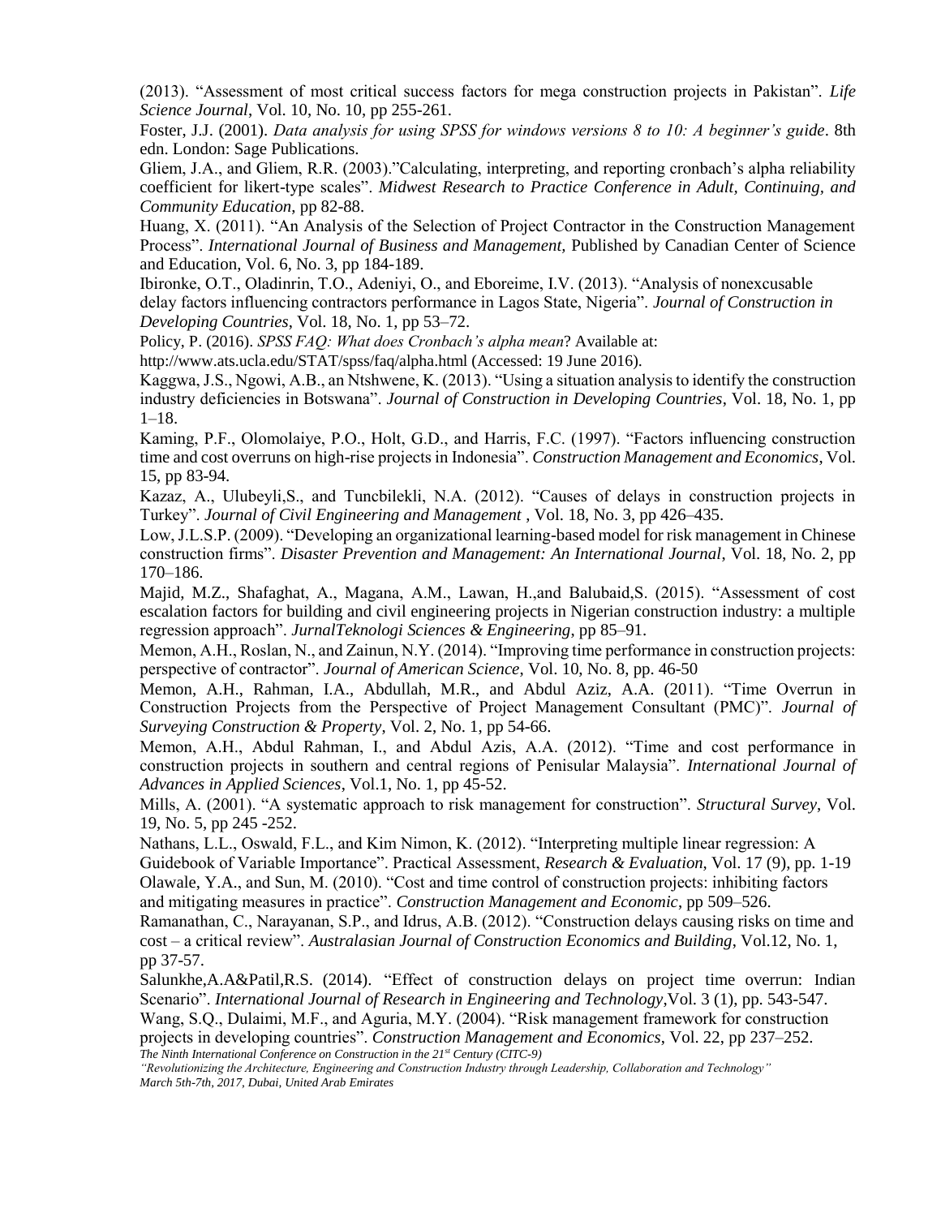(2013). "Assessment of most critical success factors for mega construction projects in Pakistan". *Life Science Journal*, Vol. 10, No. 10, pp 255-261.

Foster, J.J. (2001). *Data analysis for using SPSS for windows versions 8 to 10: A beginner's guide*. 8th edn. London: Sage Publications.

Gliem, J.A., and Gliem, R.R. (2003)."Calculating, interpreting, and reporting cronbach's alpha reliability coefficient for likert-type scales". *Midwest Research to Practice Conference in Adult, Continuing, and Community Education*, pp 82-88.

Huang, X. (2011). "An Analysis of the Selection of Project Contractor in the Construction Management Process". *International Journal of Business and Management*, Published by Canadian Center of Science and Education, Vol. 6, No. 3, pp 184-189.

Ibironke, O.T., Oladinrin, T.O., Adeniyi, O., and Eboreime, I.V. (2013). "Analysis of nonexcusable delay factors influencing contractors performance in Lagos State, Nigeria". *Journal of Construction in Developing Countries*, Vol. 18, No. 1, pp 53–72.

Policy, P. (2016). *SPSS FAQ: What does Cronbach's alpha mean*? Available at: http://www.ats.ucla.edu/STAT/spss/faq/alpha.html (Accessed: 19 June 2016).

Kaggwa, J.S., Ngowi, A.B., an Ntshwene, K. (2013). "Using a situation analysis to identify the construction industry deficiencies in Botswana". *Journal of Construction in Developing Countries*, Vol. 18, No. 1, pp 1–18.

Kaming, P.F., Olomolaiye, P.O., Holt, G.D., and Harris, F.C. (1997). "Factors influencing construction time and cost overruns on high-rise projects in Indonesia". *Construction Management and Economics*, Vol. 15, pp 83-94.

Kazaz, A., Ulubeyli,S., and Tuncbilekli, N.A. (2012). "Causes of delays in construction projects in Turkey". *Journal of Civil Engineering and Management* , Vol. 18, No. 3, pp 426–435.

Low, J.L.S.P. (2009). "Developing an organizational learning-based model for risk management in Chinese construction firms". *Disaster Prevention and Management: An International Journal*, Vol. 18, No. 2, pp 170–186.

Majid, M.Z., Shafaghat, A., Magana, A.M., Lawan, H.,and Balubaid,S. (2015). "Assessment of cost escalation factors for building and civil engineering projects in Nigerian construction industry: a multiple regression approach". *JurnalTeknologi Sciences & Engineering*, pp 85–91.

Memon, A.H., Roslan, N., and Zainun, N.Y. (2014). "Improving time performance in construction projects: perspective of contractor". *Journal of American Science*, Vol. 10, No. 8, pp. 46-50

Memon, A.H., Rahman, I.A., Abdullah, M.R., and Abdul Aziz, A.A. (2011). "Time Overrun in Construction Projects from the Perspective of Project Management Consultant (PMC)". *Journal of Surveying Construction & Property*, Vol. 2, No. 1, pp 54-66.

Memon, A.H., Abdul Rahman, I., and Abdul Azis, A.A. (2012). "Time and cost performance in construction projects in southern and central regions of Penisular Malaysia". *International Journal of Advances in Applied Sciences*, Vol.1, No. 1, pp 45-52.

Mills, A. (2001). "A systematic approach to risk management for construction". *Structural Survey*, Vol. 19, No. 5, pp 245 -252.

Nathans, L.L., Oswald, F.L., and Kim Nimon, K. (2012). "Interpreting multiple linear regression: A Guidebook of Variable Importance". Practical Assessment, *Research & Evaluation*, Vol. 17 (9), pp. 1-19

Olawale, Y.A., and Sun, M. (2010). "Cost and time control of construction projects: inhibiting factors and mitigating measures in practice". *Construction Management and Economic*, pp 509–526.

Ramanathan, C., Narayanan, S.P., and Idrus, A.B. (2012). "Construction delays causing risks on time and cost – a critical review". *Australasian Journal of Construction Economics and Building*, Vol.12, No. 1, pp 37-57.

Salunkhe,A.A&Patil,R.S. (2014). "Effect of construction delays on project time overrun: Indian Scenario". *International Journal of Research in Engineering and Technology*,Vol. 3 (1), pp. 543-547.

Wang, S.Q., Dulaimi, M.F., and Aguria, M.Y. (2004). "Risk management framework for construction projects in developing countries". *Construction Management and Economics*, Vol. 22, pp 237–252.